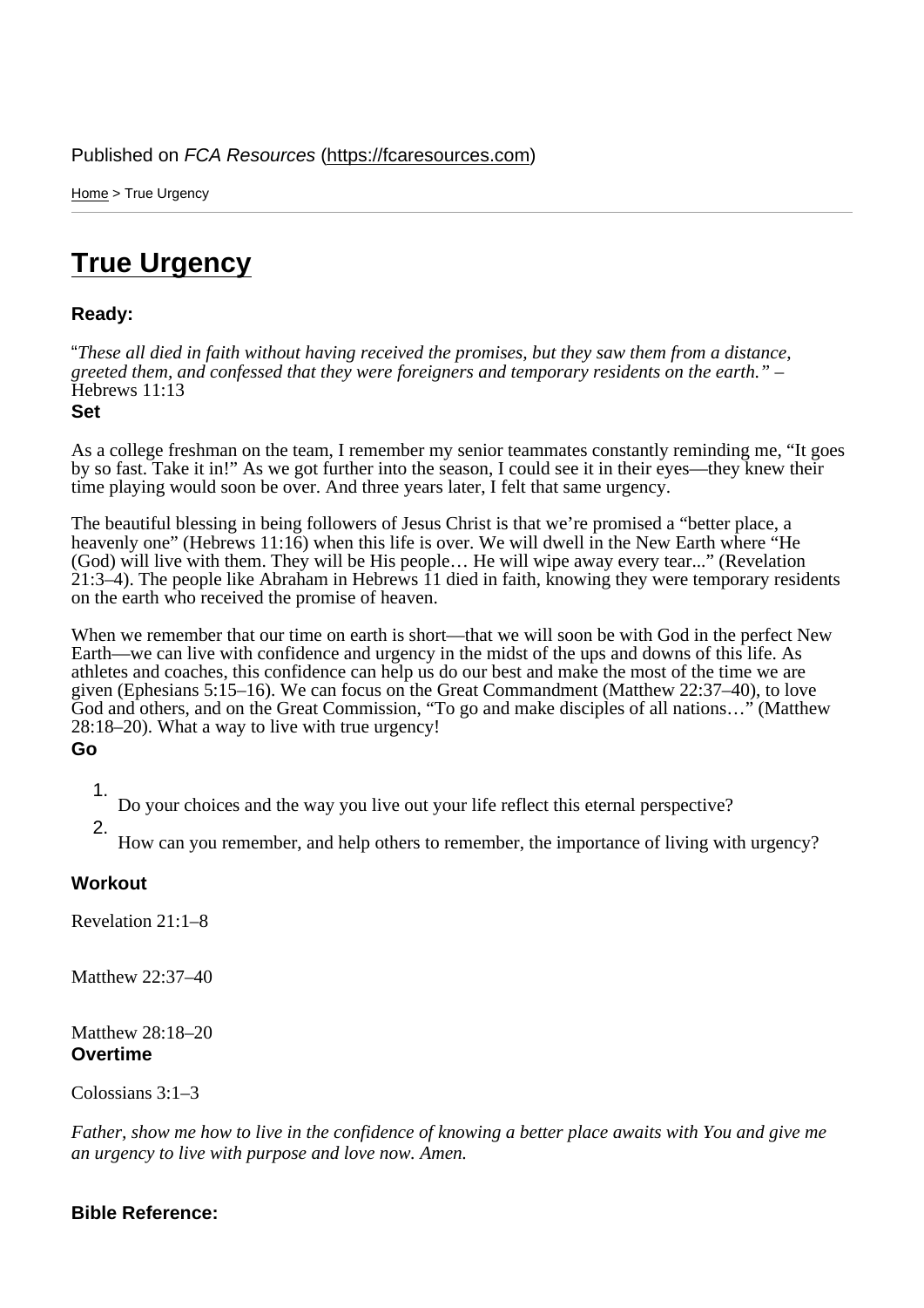Published on *FCA Resources* (https://fcaresources.com)

Home > True Urgency

# True Urgency

**Ready:**

"*These all died in faith without having received the promises, but they saw them from a distance, greeted them, and confessed that they were foreigners and temporary residents on the earth.*" – Hebrews 11:13

**Set**

As a college freshman on the team, I remember my senior teammates constantly reminding me, "It goes by so fast. Take it in!" As we got further into the season, I could see it in their eyes—they knew their time playing would soon be over. And three years later, I felt that same urgency.

The beautiful blessing in being followers of Jesus Christ is that we're promised a "better place, a heavenly one" (Hebrews 11:16) when this life is over. We will dwell in the New Earth where "He (God) will live with them. They will be His people… He will wipe away every tear..." (Revelation 21:3–4). The people like Abraham in Hebrews 11 died in faith, knowing they were temporary residents on the earth who received the promise of heaven.

When we remember that our time on earth is short—that we will soon be with God in the perfect New Earth—we can live with confidence and urgency in the midst of the ups and downs of this life. As athletes and coaches, this confidence can help us do our best and make the most of the time we are given (Ephesians 5:15–16). We can focus on the Great Commandment (Matthew 22:37–40), to love God and others, and on the Great Commission, "To go and make disciples of all nations…" (Matthew 28:18–20). What a way to live with true urgency!

**Go**

1. Do your choices and the way you live out your life reflect this eternal perspective?
2. How can you remember, and help others to remember, the importance of living with urgency?

**Workout**

Revelation 21:1–8

Matthew 22:37–40

Matthew 28:18–20

**Overtime**

Colossians 3:1–3

*Father, show me how to live in the confidence of knowing a better place awaits with You and give me an urgency to live with purpose and love now. Amen.*

**Bible Reference:**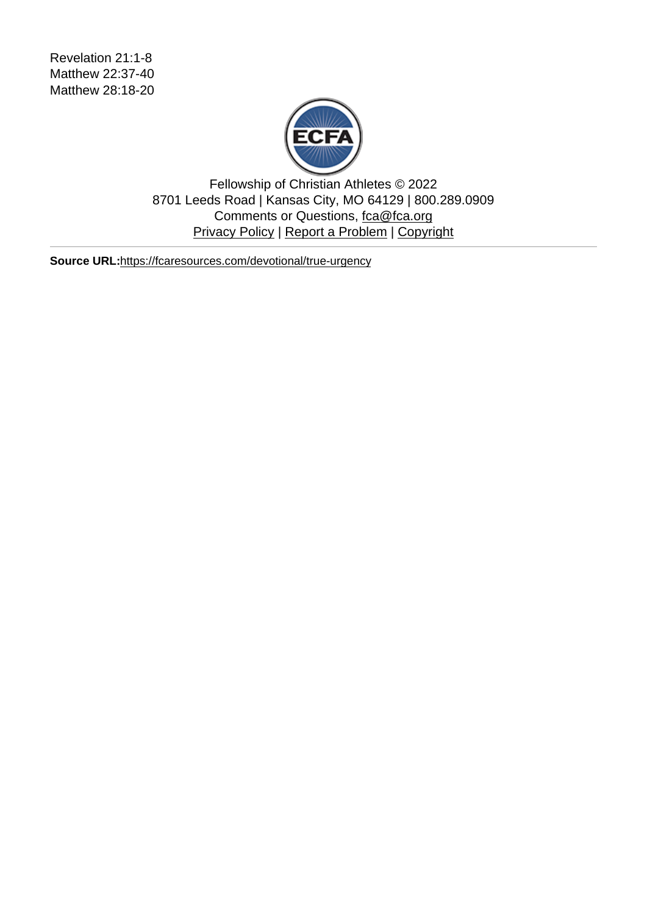Revelation 21:1-8
Matthew 22:37-40
Matthew 28:18-20

Fellowship of Christian Athletes © 2022
8701 Leeds Road | Kansas City, MO 64129 | 800.289.0909
Comments or Questions, fca@fca.org
Privacy Policy | Report a Problem | Copyright

**Source URL:**https://fcaresources.com/devotional/true-urgency